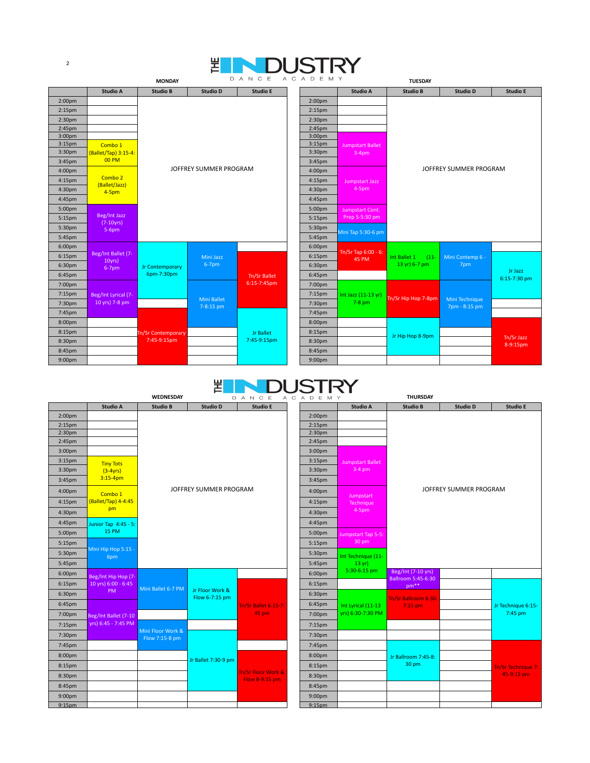# THE INDUSTRY DANCE ACADEMY

## MONDAY

| | Studio A | Studio B | Studio D | Studio E |
|---|---|---|---|---|
| 2:00pm | | JOFFREY SUMMER PROGRAM | | |
| 2:15pm | | | | |
| 2:30pm | | | | |
| 2:45pm | | | | |
| 3:00pm | | | | |
| 3:15pm | Combo 1 (Ballet/Tap) 3:15-4:00 PM | | | |
| 3:30pm | | | | |
| 3:45pm | | | | |
| 4:00pm | Combo 2 (Ballet/Jazz) 4-5pm | | | |
| 4:15pm | | | | |
| 4:30pm | | | | |
| 4:45pm | | | | |
| 5:00pm | Beg/Int Jazz (7-10yrs) 5-6pm | | | |
| 5:15pm | | | | |
| 5:30pm | | | | |
| 5:45pm | | | | |
| 6:00pm | Beg/Int Ballet (7-10yrs) 6-7pm | Jr Contemporary 6pm-7:30pm | Mini Jazz 6-7pm | |
| 6:15pm | | | | Tn/Sr Ballet 6:15-7:45pm |
| 6:30pm | | | | |
| 6:45pm | | | | |
| 7:00pm | Beg/Int Lyrical (7-10 yrs) 7-8 pm | | Mini Ballet 7-8:15 pm | |
| 7:15pm | | | | |
| 7:30pm | | | | |
| 7:45pm | | Tn/Sr Contemporary 7:45-9:15pm | | Jr Ballet 7:45-9:15pm |
| 8:00pm | | | | |
| 8:15pm | | | | |
| 8:30pm | | | | |
| 8:45pm | | | | |
| 9:00pm | | | | |

## TUESDAY

| | Studio A | Studio B | Studio D | Studio E |
|---|---|---|---|---|
| 2:00pm | | JOFFREY SUMMER PROGRAM | | |
| 2:15pm | | | | |
| 2:30pm | | | | |
| 2:45pm | | | | |
| 3:00pm | Jumpstart Ballet 3-4pm | | | |
| 3:15pm | | | | |
| 3:30pm | | | | |
| 3:45pm | | | | |
| 4:00pm | Jumpstart Jazz 4-5pm | | | |
| 4:15pm | | | | |
| 4:30pm | | | | |
| 4:45pm | | | | |
| 5:00pm | Jumpstart Cont. Prep 5-5:30 pm | | | |
| 5:15pm | | | | |
| 5:30pm | Mini Tap 5:30-6 pm | | | |
| 5:45pm | | | | |
| 6:00pm | Tn/Sr Tap 6:00 - 6:45 PM | Int Ballet 1 (11-13 yr) 6-7 pm | Mini Contemp 6 - 7pm | |
| 6:15pm | | | | Jr Jazz 6:15-7:30 pm |
| 6:30pm | | | | |
| 6:45pm | | | | |
| 7:00pm | Int Jazz (11-13 yr) 7-8 pm | Tn/Sr Hip Hop 7-8pm | Mini Technique 7pm - 8:15 pm | |
| 7:15pm | | | | |
| 7:30pm | | | | |
| 7:45pm | | | | |
| 8:00pm | | Jr Hip Hop 8-9pm | | Tn/Sr Jazz 8-9:15pm |
| 8:15pm | | | | |
| 8:30pm | | | | |
| 8:45pm | | | | |
| 9:00pm | | | | |

## WEDNESDAY

| | Studio A | Studio B | Studio D | Studio E |
|---|---|---|---|---|
| 2:00pm | | JOFFREY SUMMER PROGRAM | | |
| 2:15pm | | | | |
| 2:30pm | | | | |
| 2:45pm | | | | |
| 3:00pm | | | | |
| 3:15pm | Tiny Tots (3-4yrs) 3:15-4pm | | | |
| 3:30pm | | | | |
| 3:45pm | | | | |
| 4:00pm | Combo 1 (Ballet/Tap) 4-4:45 pm | | | |
| 4:15pm | | | | |
| 4:30pm | | | | |
| 4:45pm | Junior Tap 4:45 - 5:15 PM | | | |
| 5:00pm | | | | |
| 5:15pm | Mini Hip Hop 5:15 - 6pm | | | |
| 5:30pm | | | | |
| 5:45pm | | | | |
| 6:00pm | Beg/Int Hip Hop (7-10 yrs) 6:00 - 6:45 PM | Mini Ballet 6-7 PM | Jr Floor Work & Flow 6-7:15 pm | |
| 6:15pm | | | | Tn/Sr Ballet 6:15-7:45 pm |
| 6:30pm | | | | |
| 6:45pm | Beg/Int Ballet (7-10 yrs) 6:45 - 7:45 PM | | | |
| 7:00pm | | | | |
| 7:15pm | | Mini Floor Work & Flow 7:15-8 pm | | |
| 7:30pm | | | Jr Ballet 7:30-9 pm | |
| 7:45pm | | | | |
| 8:00pm | | | | Tn/Sr Floor Work & Flow 8-9:15 pm |
| 8:15pm | | | | |
| 8:30pm | | | | |
| 8:45pm | | | | |
| 9:00pm | | | | |
| 9:15pm | | | | |

## THURSDAY

| | Studio A | Studio B | Studio D | Studio E |
|---|---|---|---|---|
| 2:00pm | | JOFFREY SUMMER PROGRAM | | |
| 2:15pm | | | | |
| 2:30pm | | | | |
| 2:45pm | | | | |
| 3:00pm | Jumpstart Ballet 3-4 pm | | | |
| 3:15pm | | | | |
| 3:30pm | | | | |
| 3:45pm | | | | |
| 4:00pm | Jumpstart Technique 4-5pm | | | |
| 4:15pm | | | | |
| 4:30pm | | | | |
| 4:45pm | | | | |
| 5:00pm | Jumpstart Tap 5-5:30 pm | | | |
| 5:15pm | | | | |
| 5:30pm | Int Technique (11-13 yr) 5:30-6:15 pm | | | |
| 5:45pm | | Beg/Int (7-10 yrs) Ballroom 5:45-6:30 pm** | | |
| 6:00pm | | | | |
| 6:15pm | | | | Jr Technique 6:15-7:45 pm |
| 6:30pm | Int Lyrical (11-13 yrs) 6:30-7:30 PM | Tn/Sr Ballroom 6:30-7:15 pm | | |
| 6:45pm | | | | |
| 7:00pm | | | | |
| 7:15pm | | | | |
| 7:30pm | | | | |
| 7:45pm | | Jr Ballroom 7:45-8:30 pm | | Tn/Sr Technique 7:45-9:15 pm |
| 8:00pm | | | | |
| 8:15pm | | | | |
| 8:30pm | | | | |
| 8:45pm | | | | |
| 9:00pm | | | | |
| 9:15pm | | | | |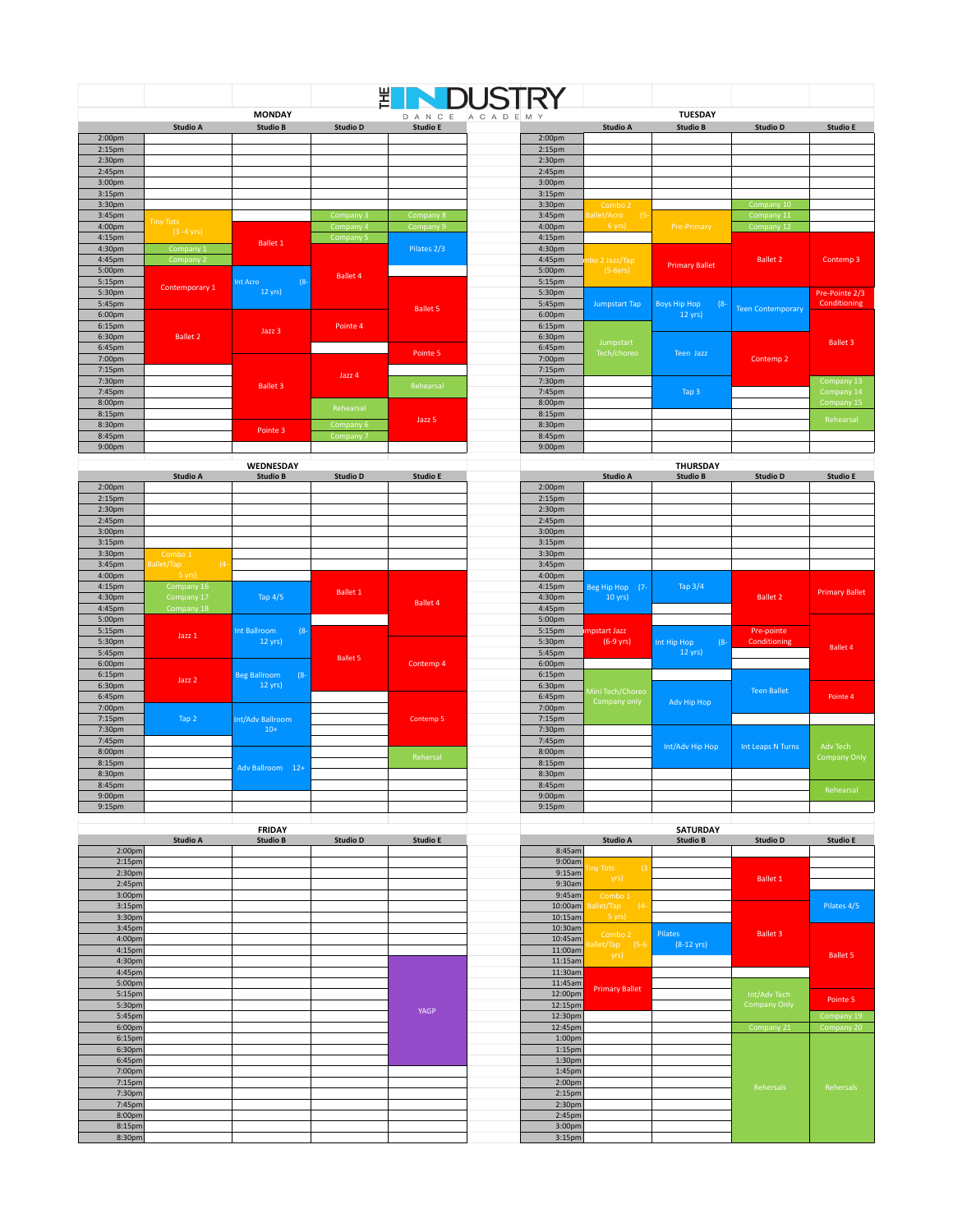# THE INDUSTRY DANCE ACADEMY

## MONDAY

| | Studio A | Studio B | Studio D | Studio E |
|---|---|---|---|---|
| 2:00pm | | | | |
| 2:15pm | | | | |
| 2:30pm | | | | |
| 2:45pm | | | | |
| 3:00pm | | | | |
| 3:15pm | | | | |
| 3:30pm | | | | |
| 3:45pm | Tiny Tots (3 -4 yrs) | | Company 3 | Company 8 |
| 4:00pm | | Ballet 1 | Company 4 | Company 9 |
| 4:15pm | | | Company 5 | Pilates 2/3 |
| 4:30pm | Company 1 | | Ballet 4 | |
| 4:45pm | Company 2 | | | |
| 5:00pm | Contemporary 1 | Int Acro (8-12 yrs) | | |
| 5:15pm | | | | Ballet 5 |
| 5:30pm | | | | |
| 5:45pm | | | | |
| 6:00pm | Ballet 2 | Jazz 3 | Pointe 4 | |
| 6:15pm | | | | |
| 6:30pm | | | | |
| 6:45pm | | | | Pointe 5 |
| 7:00pm | | Ballet 3 | Jazz 4 | |
| 7:15pm | | | | |
| 7:30pm | | | | Rehearsal |
| 7:45pm | | | Rehearsal | |
| 8:00pm | | | | Jazz 5 |
| 8:15pm | | Pointe 3 | Company 6 | |
| 8:30pm | | | Company 7 | |
| 8:45pm | | | | |
| 9:00pm | | | | |

## TUESDAY

| | Studio A | Studio B | Studio D | Studio E |
|---|---|---|---|---|
| 2:00pm | | | | |
| 2:15pm | | | | |
| 2:30pm | | | | |
| 2:45pm | | | | |
| 3:00pm | | | | |
| 3:15pm | | | | |
| 3:30pm | Combo 2 Ballet/Acro (5-6 yrs) | | Company 10 | |
| 3:45pm | | Pre-Primary | Company 11 | |
| 4:00pm | | | Company 12 | |
| 4:15pm | | | Ballet 2 | Contemp 3 |
| 4:30pm | Combo 2 Jazz/Tap (5-6yrs) | Primary Ballet | | |
| 4:45pm | | | | |
| 5:00pm | | | | |
| 5:15pm | | | | |
| 5:30pm | Jumpstart Tap | Boys Hip Hop (8-12 yrs) | Teen Contemporary | Pre-Pointe 2/3 Conditioning |
| 5:45pm | | | | |
| 6:00pm | Jumpstart Tech/choreo | | | Ballet 3 |
| 6:15pm | | Teen Jazz | Contemp 2 | |
| 6:30pm | | | | |
| 6:45pm | | | | |
| 7:00pm | | | | |
| 7:15pm | | | | |
| 7:30pm | | Tap 3 | | Company 13 |
| 7:45pm | | | | Company 14 |
| 8:00pm | | | | Company 15 |
| 8:15pm | | | | Rehearsal |
| 8:30pm | | | | |
| 8:45pm | | | | |
| 9:00pm | | | | |

## WEDNESDAY

| | Studio A | Studio B | Studio D | Studio E |
|---|---|---|---|---|
| 2:00pm | | | | |
| 2:15pm | | | | |
| 2:30pm | | | | |
| 2:45pm | | | | |
| 3:00pm | | | | |
| 3:15pm | | | | |
| 3:30pm | Combo 1 Ballet/Tap (4-5 yrs) | | | |
| 3:45pm | | | | |
| 4:00pm | | | Ballet 1 | Ballet 4 |
| 4:15pm | Company 16 | Tap 4/5 | | |
| 4:30pm | Company 17 | | | |
| 4:45pm | Company 18 | | | |
| 5:00pm | Jazz 1 | Int Ballroom (8-12 yrs) | | |
| 5:15pm | | | Ballet 5 | |
| 5:30pm | | | | Contemp 4 |
| 5:45pm | | | | |
| 6:00pm | Jazz 2 | Beg Ballroom (8-12 yrs) | | |
| 6:15pm | | | | |
| 6:30pm | | | | |
| 6:45pm | | | | Contemp 5 |
| 7:00pm | Tap 2 | Int/Adv Ballroom 10+ | | |
| 7:15pm | | | | |
| 7:30pm | | | | |
| 7:45pm | | | | |
| 8:00pm | | Adv Ballroom 12+ | | Rehersal |
| 8:15pm | | | | |
| 8:30pm | | | | |
| 8:45pm | | | | |
| 9:00pm | | | | |
| 9:15pm | | | | |

## THURSDAY

| | Studio A | Studio B | Studio D | Studio E |
|---|---|---|---|---|
| 2:00pm | | | | |
| 2:15pm | | | | |
| 2:30pm | | | | |
| 2:45pm | | | | |
| 3:00pm | | | | |
| 3:15pm | | | | |
| 3:30pm | | | | |
| 3:45pm | | | | |
| 4:00pm | Beg Hip Hop (7-10 yrs) | Tap 3/4 | Ballet 2 | Primary Ballet |
| 4:15pm | | | | |
| 4:30pm | | | | |
| 4:45pm | | | | |
| 5:00pm | Jumpstart Jazz (6-9 yrs) | | | Ballet 4 |
| 5:15pm | | Int Hip Hop (8-12 yrs) | Pre-pointe Conditioning | |
| 5:30pm | | | | |
| 5:45pm | | | | |
| 6:00pm | | | | |
| 6:15pm | Mini Tech/Choreo Company only | | Teen Ballet | |
| 6:30pm | | Adv Hip Hop | | Pointe 4 |
| 6:45pm | | | | |
| 7:00pm | | | | |
| 7:15pm | | | | |
| 7:30pm | | Int/Adv Hip Hop | Int Leaps N Turns | Adv Tech Company Only |
| 7:45pm | | | | |
| 8:00pm | | | | |
| 8:15pm | | | | |
| 8:30pm | | | | |
| 8:45pm | | | | Rehearsal |
| 9:00pm | | | | |
| 9:15pm | | | | |

## FRIDAY

| | Studio A | Studio B | Studio D | Studio E |
|---|---|---|---|---|
| 2:00pm | | | | |
| 2:15pm | | | | |
| 2:30pm | | | | |
| 2:45pm | | | | |
| 3:00pm | | | | |
| 3:15pm | | | | |
| 3:30pm | | | | |
| 3:45pm | | | | |
| 4:00pm | | | | |
| 4:15pm | | | | |
| 4:30pm | | | | YAGP |
| 4:45pm | | | | |
| 5:00pm | | | | |
| 5:15pm | | | | |
| 5:30pm | | | | |
| 5:45pm | | | | |
| 6:00pm | | | | |
| 6:15pm | | | | |
| 6:30pm | | | | |
| 6:45pm | | | | |
| 7:00pm | | | | |
| 7:15pm | | | | |
| 7:30pm | | | | |
| 7:45pm | | | | |
| 8:00pm | | | | |
| 8:15pm | | | | |
| 8:30pm | | | | |

## SATURDAY

| | Studio A | Studio B | Studio D | Studio E |
|---|---|---|---|---|
| 8:45am | | | | |
| 9:00am | Tiny Tots (3 yrs) | | Ballet 1 | |
| 9:15am | | | | |
| 9:30am | | | | |
| 9:45am | Combo 1 Ballet/Tap (4-5 yrs) | | | Pilates 4/5 |
| 10:00am | | | Ballet 3 | |
| 10:15am | | | | |
| 10:30am | Combo 2 Ballet/Tap (5-6 yrs) | Pilates (8-12 yrs) | | Ballet 5 |
| 10:45am | | | | |
| 11:00am | | | | |
| 11:15am | | | | |
| 11:30am | | | | |
| 11:45am | Primary Ballet | | | |
| 12:00pm | | | Int/Adv Tech Company Only | Pointe 5 |
| 12:15pm | | | | |
| 12:30pm | | | | Company 19 |
| 12:45pm | | | Company 21 | Company 20 |
| 1:00pm | | | Rehersals | Rehersals |
| 1:15pm | | | | |
| 1:30pm | | | | |
| 1:45pm | | | | |
| 2:00pm | | | | |
| 2:15pm | | | | |
| 2:30pm | | | | |
| 2:45pm | | | | |
| 3:00pm | | | | |
| 3:15pm | | | | |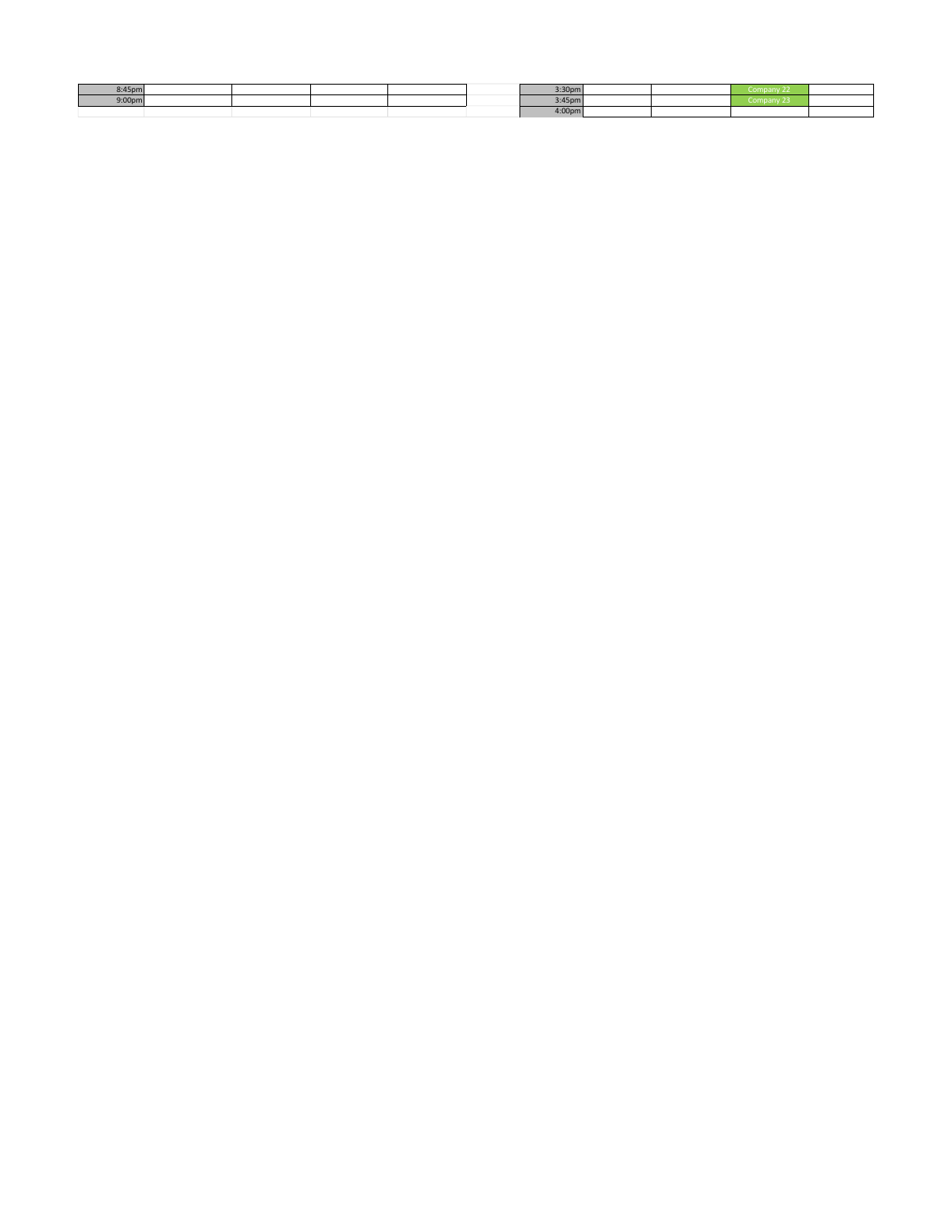| | | | | |
|---|---|---|---|---|
| 8:45pm | | | | |
| 9:00pm | | | | |

| | | | | |
|---|---|---|---|---|
| 3:30pm | | | Company 22 | |
| 3:45pm | | | Company 23 | |
| 4:00pm | | | | |